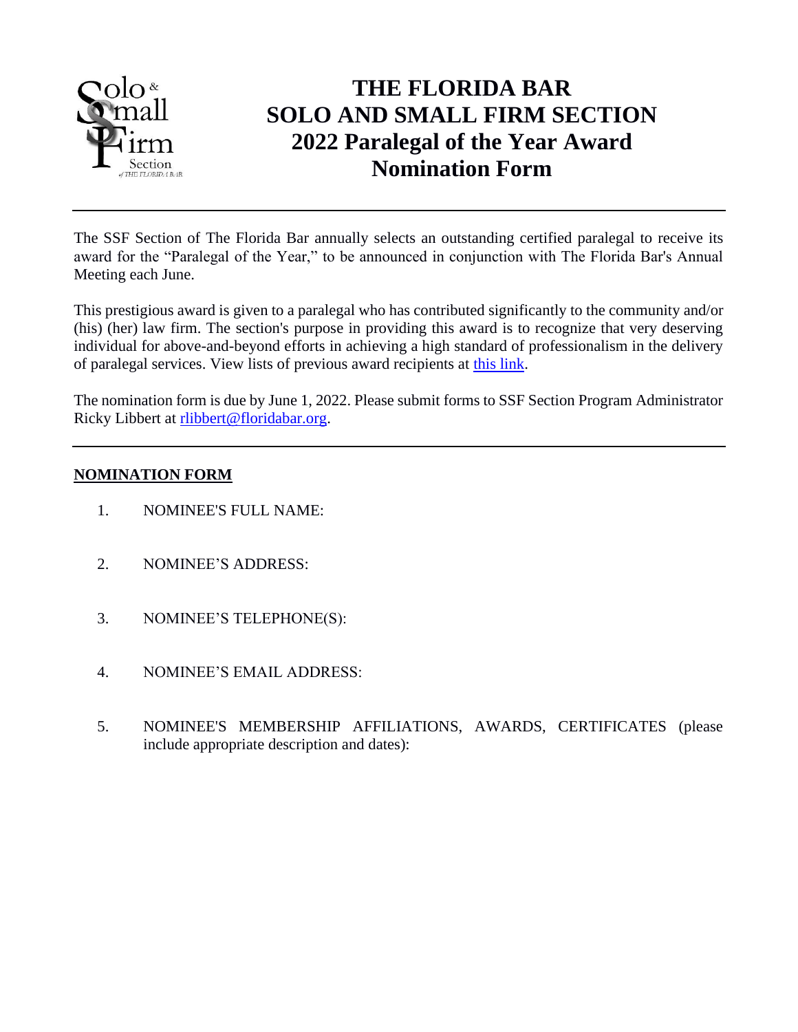# THE FLORIDA BAR
# SOLO AND SMALL FIRM SECTION
# 2022 Paralegal of the Year Award
# Nomination Form

---

The SSF Section of The Florida Bar annually selects an outstanding certified paralegal to receive its award for the "Paralegal of the Year," to be announced in conjunction with The Florida Bar's Annual Meeting each June.

This prestigious award is given to a paralegal who has contributed significantly to the community and/or (his) (her) law firm. The section's purpose in providing this award is to recognize that very deserving individual for above-and-beyond efforts in achieving a high standard of professionalism in the delivery of paralegal services. View lists of previous award recipients at this link.

The nomination form is due by June 1, 2022. Please submit forms to SSF Section Program Administrator Ricky Libbert at rlibbert@floridabar.org.

---

**NOMINATION FORM**

1. NOMINEE'S FULL NAME:

2. NOMINEE'S ADDRESS:

3. NOMINEE'S TELEPHONE(S):

4. NOMINEE'S EMAIL ADDRESS:

5. NOMINEE'S MEMBERSHIP AFFILIATIONS, AWARDS, CERTIFICATES (please include appropriate description and dates):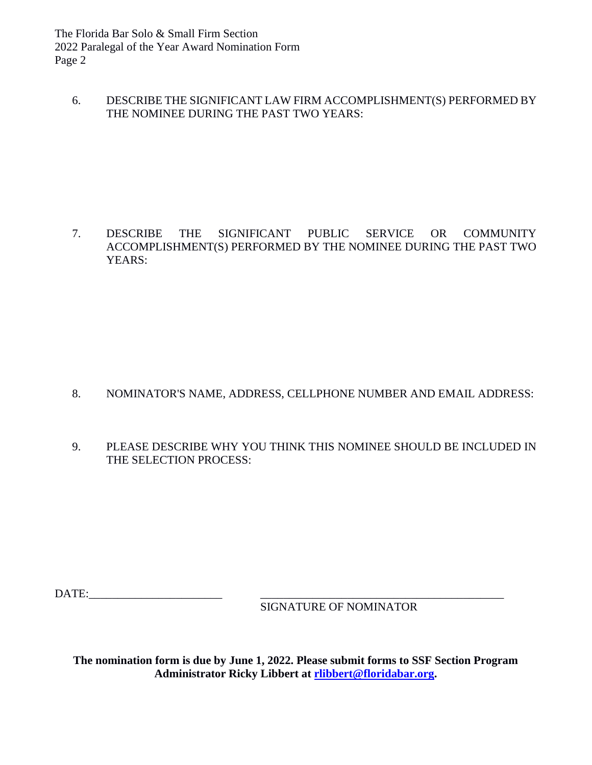6. DESCRIBE THE SIGNIFICANT LAW FIRM ACCOMPLISHMENT(S) PERFORMED BY THE NOMINEE DURING THE PAST TWO YEARS:

7. DESCRIBE THE SIGNIFICANT PUBLIC SERVICE OR COMMUNITY ACCOMPLISHMENT(S) PERFORMED BY THE NOMINEE DURING THE PAST TWO YEARS:

8. NOMINATOR'S NAME, ADDRESS, CELLPHONE NUMBER AND EMAIL ADDRESS:

9. PLEASE DESCRIBE WHY YOU THINK THIS NOMINEE SHOULD BE INCLUDED IN THE SELECTION PROCESS:

DATE:______________________ ________________________________________

SIGNATURE OF NOMINATOR

**The nomination form is due by June 1, 2022. Please submit forms to SSF Section Program Administrator Ricky Libbert at rlibbert@floridabar.org.**